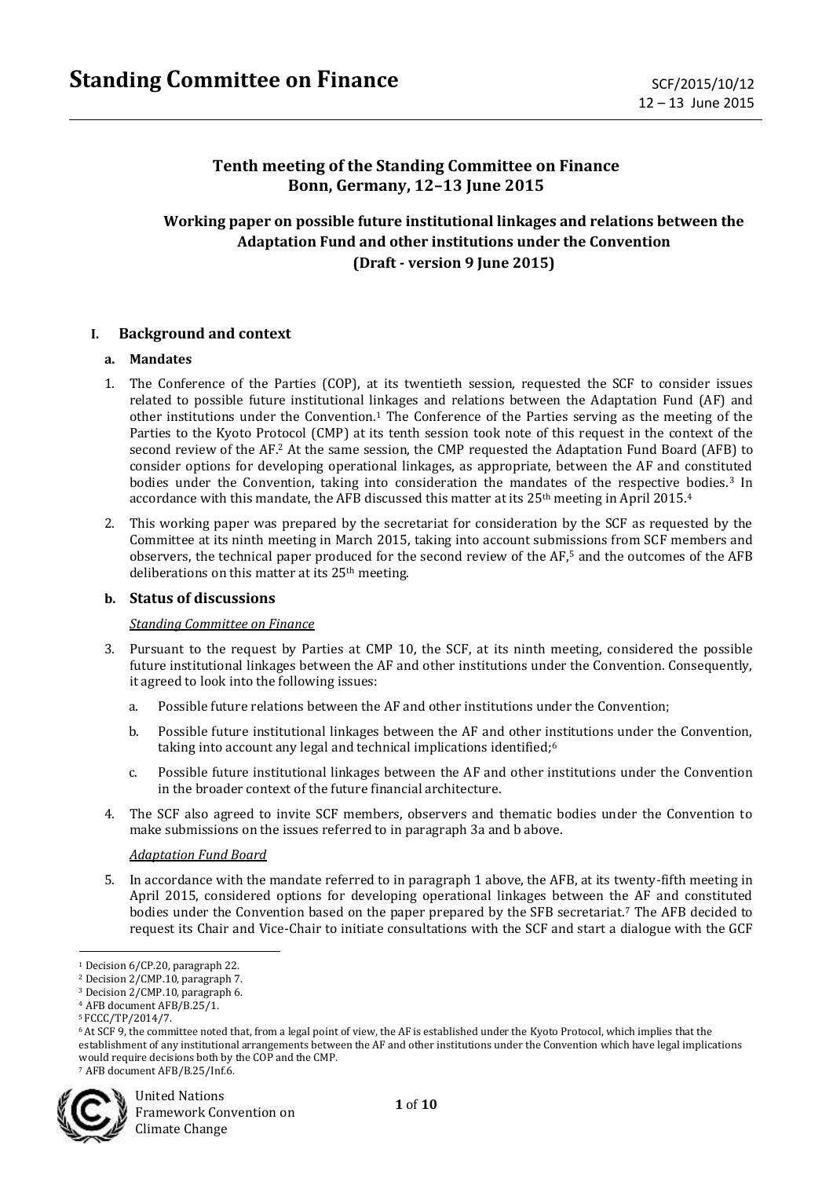# Standing Committee on Finance

SCF/2015/10/12
12 – 13 June 2015

## Tenth meeting of the Standing Committee on Finance
## Bonn, Germany, 12–13 June 2015

### Working paper on possible future institutional linkages and relations between the Adaptation Fund and other institutions under the Convention
### (Draft - version 9 June 2015)

## I. Background and context

### a. Mandates

1. The Conference of the Parties (COP), at its twentieth session, requested the SCF to consider issues related to possible future institutional linkages and relations between the Adaptation Fund (AF) and other institutions under the Convention.[1] The Conference of the Parties serving as the meeting of the Parties to the Kyoto Protocol (CMP) at its tenth session took note of this request in the context of the second review of the AF.[2] At the same session, the CMP requested the Adaptation Fund Board (AFB) to consider options for developing operational linkages, as appropriate, between the AF and constituted bodies under the Convention, taking into consideration the mandates of the respective bodies.[3] In accordance with this mandate, the AFB discussed this matter at its 25th meeting in April 2015.[4]

2. This working paper was prepared by the secretariat for consideration by the SCF as requested by the Committee at its ninth meeting in March 2015, taking into account submissions from SCF members and observers, the technical paper produced for the second review of the AF,[5] and the outcomes of the AFB deliberations on this matter at its 25th meeting.

### b. Status of discussions

*Standing Committee on Finance*

3. Pursuant to the request by Parties at CMP 10, the SCF, at its ninth meeting, considered the possible future institutional linkages between the AF and other institutions under the Convention. Consequently, it agreed to look into the following issues:

   a. Possible future relations between the AF and other institutions under the Convention;

   b. Possible future institutional linkages between the AF and other institutions under the Convention, taking into account any legal and technical implications identified;[6]

   c. Possible future institutional linkages between the AF and other institutions under the Convention in the broader context of the future financial architecture.

4. The SCF also agreed to invite SCF members, observers and thematic bodies under the Convention to make submissions on the issues referred to in paragraph 3a and b above.

*Adaptation Fund Board*

5. In accordance with the mandate referred to in paragraph 1 above, the AFB, at its twenty-fifth meeting in April 2015, considered options for developing operational linkages between the AF and constituted bodies under the Convention based on the paper prepared by the SFB secretariat.[7] The AFB decided to request its Chair and Vice-Chair to initiate consultations with the SCF and start a dialogue with the GCF

---

[1] Decision 6/CP.20, paragraph 22.
[2] Decision 2/CMP.10, paragraph 7.
[3] Decision 2/CMP.10, paragraph 6.
[4] AFB document AFB/B.25/1.
[5] FCCC/TP/2014/7.
[6] At SCF 9, the committee noted that, from a legal point of view, the AF is established under the Kyoto Protocol, which implies that the establishment of any institutional arrangements between the AF and other institutions under the Convention which have legal implications would require decisions both by the COP and the CMP.
[7] AFB document AFB/B.25/Inf.6.

United Nations Framework Convention on Climate Change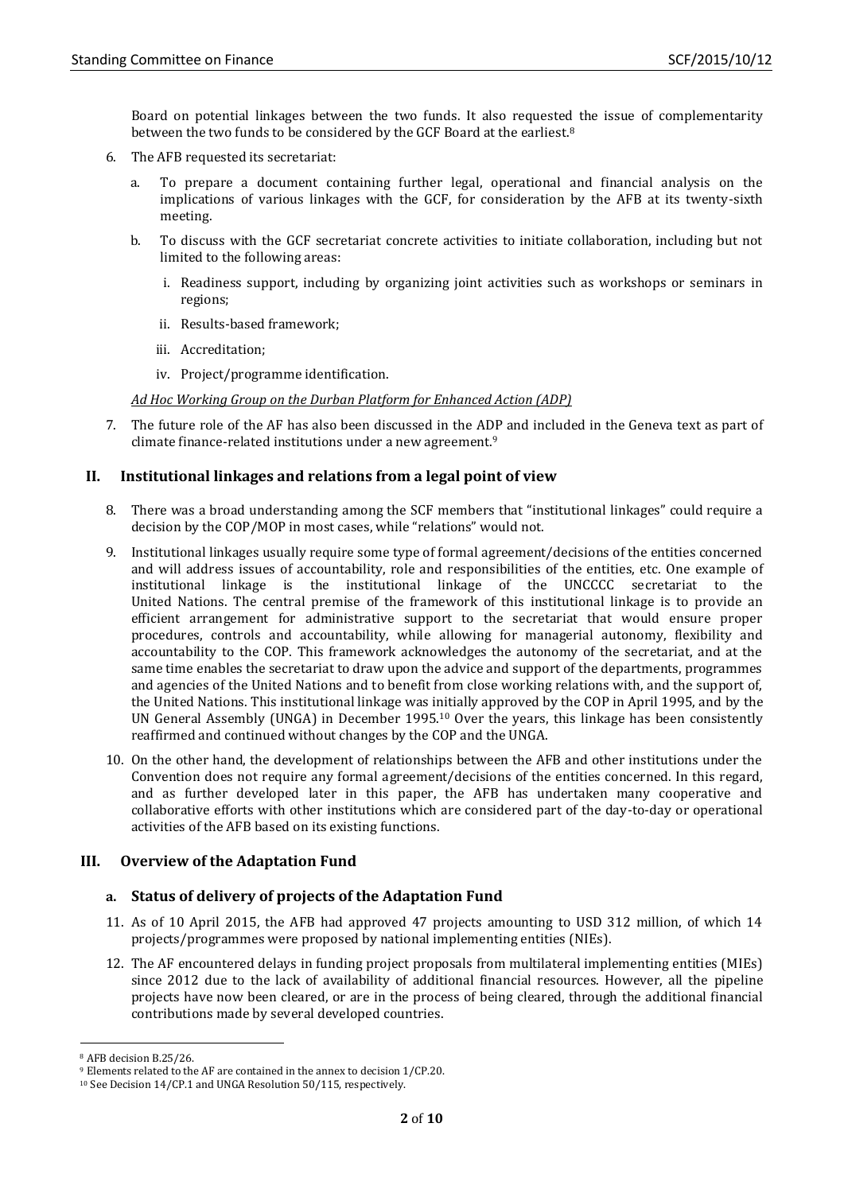Board on potential linkages between the two funds. It also requested the issue of complementarity between the two funds to be considered by the GCF Board at the earliest.[8]

6. The AFB requested its secretariat:

   a. To prepare a document containing further legal, operational and financial analysis on the implications of various linkages with the GCF, for consideration by the AFB at its twenty-sixth meeting.

   b. To discuss with the GCF secretariat concrete activities to initiate collaboration, including but not limited to the following areas:

      i. Readiness support, including by organizing joint activities such as workshops or seminars in regions;

      ii. Results-based framework;

      iii. Accreditation;

      iv. Project/programme identification.

*Ad Hoc Working Group on the Durban Platform for Enhanced Action (ADP)*

7. The future role of the AF has also been discussed in the ADP and included in the Geneva text as part of climate finance-related institutions under a new agreement.[9]

## II. Institutional linkages and relations from a legal point of view

8. There was a broad understanding among the SCF members that "institutional linkages" could require a decision by the COP/MOP in most cases, while "relations" would not.

9. Institutional linkages usually require some type of formal agreement/decisions of the entities concerned and will address issues of accountability, role and responsibilities of the entities, etc. One example of institutional linkage is the institutional linkage of the UNCCCC secretariat to the United Nations. The central premise of the framework of this institutional linkage is to provide an efficient arrangement for administrative support to the secretariat that would ensure proper procedures, controls and accountability, while allowing for managerial autonomy, flexibility and accountability to the COP. This framework acknowledges the autonomy of the secretariat, and at the same time enables the secretariat to draw upon the advice and support of the departments, programmes and agencies of the United Nations and to benefit from close working relations with, and the support of, the United Nations. This institutional linkage was initially approved by the COP in April 1995, and by the UN General Assembly (UNGA) in December 1995.[10] Over the years, this linkage has been consistently reaffirmed and continued without changes by the COP and the UNGA.

10. On the other hand, the development of relationships between the AFB and other institutions under the Convention does not require any formal agreement/decisions of the entities concerned. In this regard, and as further developed later in this paper, the AFB has undertaken many cooperative and collaborative efforts with other institutions which are considered part of the day-to-day or operational activities of the AFB based on its existing functions.

## III. Overview of the Adaptation Fund

### a. Status of delivery of projects of the Adaptation Fund

11. As of 10 April 2015, the AFB had approved 47 projects amounting to USD 312 million, of which 14 projects/programmes were proposed by national implementing entities (NIEs).

12. The AF encountered delays in funding project proposals from multilateral implementing entities (MIEs) since 2012 due to the lack of availability of additional financial resources. However, all the pipeline projects have now been cleared, or are in the process of being cleared, through the additional financial contributions made by several developed countries.

---

[8] AFB decision B.25/26.

[9] Elements related to the AF are contained in the annex to decision 1/CP.20.

[10] See Decision 14/CP.1 and UNGA Resolution 50/115, respectively.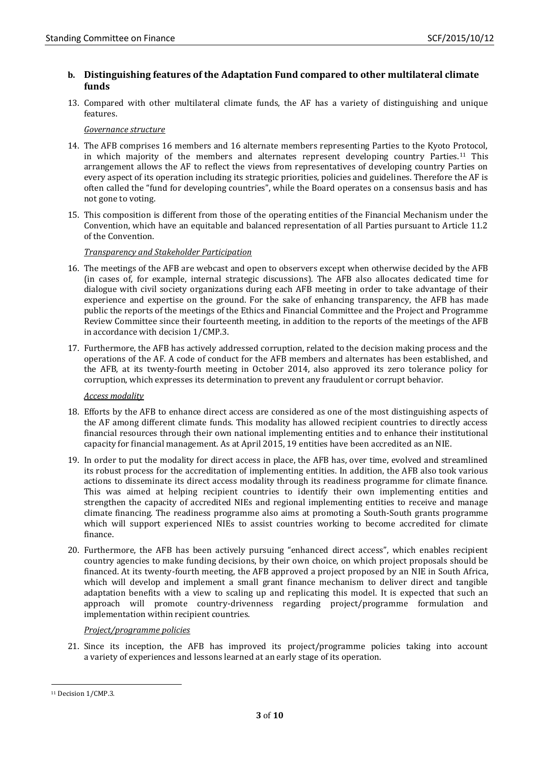## b. Distinguishing features of the Adaptation Fund compared to other multilateral climate funds

13. Compared with other multilateral climate funds, the AF has a variety of distinguishing and unique features.

*Governance structure*

14. The AFB comprises 16 members and 16 alternate members representing Parties to the Kyoto Protocol, in which majority of the members and alternates represent developing country Parties.[11] This arrangement allows the AF to reflect the views from representatives of developing country Parties on every aspect of its operation including its strategic priorities, policies and guidelines. Therefore the AF is often called the "fund for developing countries", while the Board operates on a consensus basis and has not gone to voting.

15. This composition is different from those of the operating entities of the Financial Mechanism under the Convention, which have an equitable and balanced representation of all Parties pursuant to Article 11.2 of the Convention.

*Transparency and Stakeholder Participation*

16. The meetings of the AFB are webcast and open to observers except when otherwise decided by the AFB (in cases of, for example, internal strategic discussions). The AFB also allocates dedicated time for dialogue with civil society organizations during each AFB meeting in order to take advantage of their experience and expertise on the ground. For the sake of enhancing transparency, the AFB has made public the reports of the meetings of the Ethics and Financial Committee and the Project and Programme Review Committee since their fourteenth meeting, in addition to the reports of the meetings of the AFB in accordance with decision 1/CMP.3.

17. Furthermore, the AFB has actively addressed corruption, related to the decision making process and the operations of the AF. A code of conduct for the AFB members and alternates has been established, and the AFB, at its twenty-fourth meeting in October 2014, also approved its zero tolerance policy for corruption, which expresses its determination to prevent any fraudulent or corrupt behavior.

*Access modality*

18. Efforts by the AFB to enhance direct access are considered as one of the most distinguishing aspects of the AF among different climate funds. This modality has allowed recipient countries to directly access financial resources through their own national implementing entities and to enhance their institutional capacity for financial management. As at April 2015, 19 entities have been accredited as an NIE.

19. In order to put the modality for direct access in place, the AFB has, over time, evolved and streamlined its robust process for the accreditation of implementing entities. In addition, the AFB also took various actions to disseminate its direct access modality through its readiness programme for climate finance. This was aimed at helping recipient countries to identify their own implementing entities and strengthen the capacity of accredited NIEs and regional implementing entities to receive and manage climate financing. The readiness programme also aims at promoting a South-South grants programme which will support experienced NIEs to assist countries working to become accredited for climate finance.

20. Furthermore, the AFB has been actively pursuing "enhanced direct access", which enables recipient country agencies to make funding decisions, by their own choice, on which project proposals should be financed. At its twenty-fourth meeting, the AFB approved a project proposed by an NIE in South Africa, which will develop and implement a small grant finance mechanism to deliver direct and tangible adaptation benefits with a view to scaling up and replicating this model. It is expected that such an approach will promote country-drivenness regarding project/programme formulation and implementation within recipient countries.

*Project/programme policies*

21. Since its inception, the AFB has improved its project/programme policies taking into account a variety of experiences and lessons learned at an early stage of its operation.

---

[11] Decision 1/CMP.3.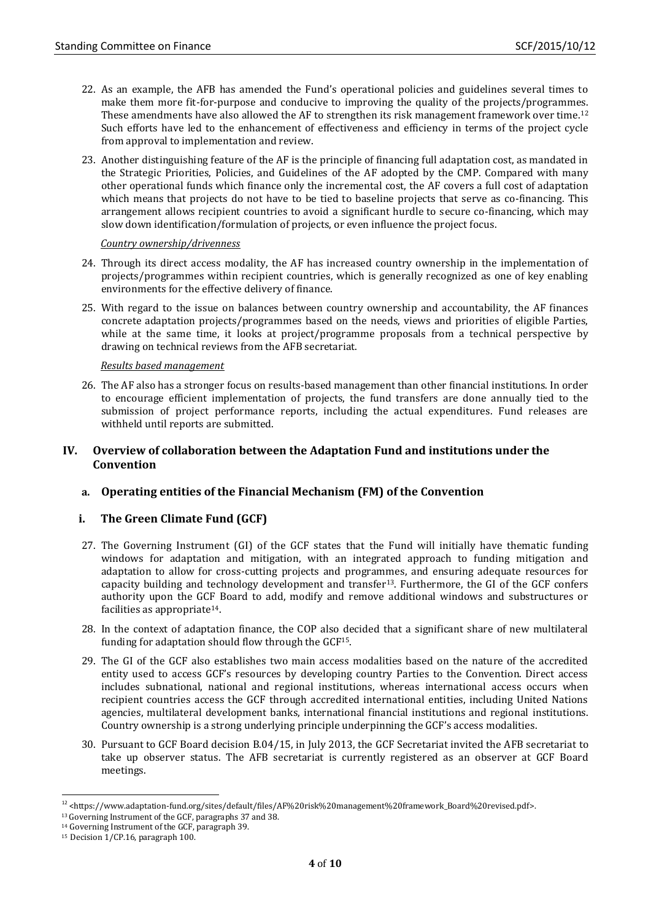22. As an example, the AFB has amended the Fund's operational policies and guidelines several times to make them more fit-for-purpose and conducive to improving the quality of the projects/programmes. These amendments have also allowed the AF to strengthen its risk management framework over time.[12] Such efforts have led to the enhancement of effectiveness and efficiency in terms of the project cycle from approval to implementation and review.

23. Another distinguishing feature of the AF is the principle of financing full adaptation cost, as mandated in the Strategic Priorities, Policies, and Guidelines of the AF adopted by the CMP. Compared with many other operational funds which finance only the incremental cost, the AF covers a full cost of adaptation which means that projects do not have to be tied to baseline projects that serve as co-financing. This arrangement allows recipient countries to avoid a significant hurdle to secure co-financing, which may slow down identification/formulation of projects, or even influence the project focus.

*Country ownership/drivenness*

24. Through its direct access modality, the AF has increased country ownership in the implementation of projects/programmes within recipient countries, which is generally recognized as one of key enabling environments for the effective delivery of finance.

25. With regard to the issue on balances between country ownership and accountability, the AF finances concrete adaptation projects/programmes based on the needs, views and priorities of eligible Parties, while at the same time, it looks at project/programme proposals from a technical perspective by drawing on technical reviews from the AFB secretariat.

*Results based management*

26. The AF also has a stronger focus on results-based management than other financial institutions. In order to encourage efficient implementation of projects, the fund transfers are done annually tied to the submission of project performance reports, including the actual expenditures. Fund releases are withheld until reports are submitted.

## IV. Overview of collaboration between the Adaptation Fund and institutions under the Convention

### a. Operating entities of the Financial Mechanism (FM) of the Convention

### i. The Green Climate Fund (GCF)

27. The Governing Instrument (GI) of the GCF states that the Fund will initially have thematic funding windows for adaptation and mitigation, with an integrated approach to funding mitigation and adaptation to allow for cross-cutting projects and programmes, and ensuring adequate resources for capacity building and technology development and transfer[13]. Furthermore, the GI of the GCF confers authority upon the GCF Board to add, modify and remove additional windows and substructures or facilities as appropriate[14].

28. In the context of adaptation finance, the COP also decided that a significant share of new multilateral funding for adaptation should flow through the GCF[15].

29. The GI of the GCF also establishes two main access modalities based on the nature of the accredited entity used to access GCF's resources by developing country Parties to the Convention. Direct access includes subnational, national and regional institutions, whereas international access occurs when recipient countries access the GCF through accredited international entities, including United Nations agencies, multilateral development banks, international financial institutions and regional institutions. Country ownership is a strong underlying principle underpinning the GCF's access modalities.

30. Pursuant to GCF Board decision B.04/15, in July 2013, the GCF Secretariat invited the AFB secretariat to take up observer status. The AFB secretariat is currently registered as an observer at GCF Board meetings.

---

[12] <https://www.adaptation-fund.org/sites/default/files/AF%20risk%20management%20framework_Board%20revised.pdf>.

[13] Governing Instrument of the GCF, paragraphs 37 and 38.

[14] Governing Instrument of the GCF, paragraph 39.

[15] Decision 1/CP.16, paragraph 100.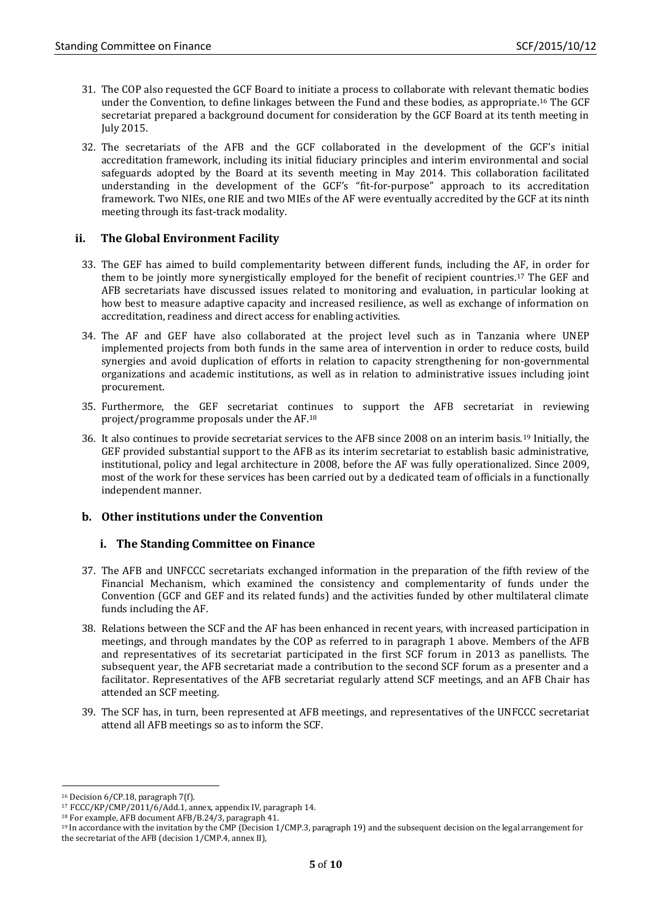31. The COP also requested the GCF Board to initiate a process to collaborate with relevant thematic bodies under the Convention, to define linkages between the Fund and these bodies, as appropriate.[16] The GCF secretariat prepared a background document for consideration by the GCF Board at its tenth meeting in July 2015.

32. The secretariats of the AFB and the GCF collaborated in the development of the GCF's initial accreditation framework, including its initial fiduciary principles and interim environmental and social safeguards adopted by the Board at its seventh meeting in May 2014. This collaboration facilitated understanding in the development of the GCF's "fit-for-purpose" approach to its accreditation framework. Two NIEs, one RIE and two MIEs of the AF were eventually accredited by the GCF at its ninth meeting through its fast-track modality.

### ii. The Global Environment Facility

33. The GEF has aimed to build complementarity between different funds, including the AF, in order for them to be jointly more synergistically employed for the benefit of recipient countries.[17] The GEF and AFB secretariats have discussed issues related to monitoring and evaluation, in particular looking at how best to measure adaptive capacity and increased resilience, as well as exchange of information on accreditation, readiness and direct access for enabling activities.

34. The AF and GEF have also collaborated at the project level such as in Tanzania where UNEP implemented projects from both funds in the same area of intervention in order to reduce costs, build synergies and avoid duplication of efforts in relation to capacity strengthening for non-governmental organizations and academic institutions, as well as in relation to administrative issues including joint procurement.

35. Furthermore, the GEF secretariat continues to support the AFB secretariat in reviewing project/programme proposals under the AF.[18]

36. It also continues to provide secretariat services to the AFB since 2008 on an interim basis.[19] Initially, the GEF provided substantial support to the AFB as its interim secretariat to establish basic administrative, institutional, policy and legal architecture in 2008, before the AF was fully operationalized. Since 2009, most of the work for these services has been carried out by a dedicated team of officials in a functionally independent manner.

## b. Other institutions under the Convention

### i. The Standing Committee on Finance

37. The AFB and UNFCCC secretariats exchanged information in the preparation of the fifth review of the Financial Mechanism, which examined the consistency and complementarity of funds under the Convention (GCF and GEF and its related funds) and the activities funded by other multilateral climate funds including the AF.

38. Relations between the SCF and the AF has been enhanced in recent years, with increased participation in meetings, and through mandates by the COP as referred to in paragraph 1 above. Members of the AFB and representatives of its secretariat participated in the first SCF forum in 2013 as panellists. The subsequent year, the AFB secretariat made a contribution to the second SCF forum as a presenter and a facilitator. Representatives of the AFB secretariat regularly attend SCF meetings, and an AFB Chair has attended an SCF meeting.

39. The SCF has, in turn, been represented at AFB meetings, and representatives of the UNFCCC secretariat attend all AFB meetings so as to inform the SCF.

---

[16] Decision 6/CP.18, paragraph 7(f).

[17] FCCC/KP/CMP/2011/6/Add.1, annex, appendix IV, paragraph 14.

[18] For example, AFB document AFB/B.24/3, paragraph 41.

[19] In accordance with the invitation by the CMP (Decision 1/CMP.3, paragraph 19) and the subsequent decision on the legal arrangement for the secretariat of the AFB (decision 1/CMP.4, annex II),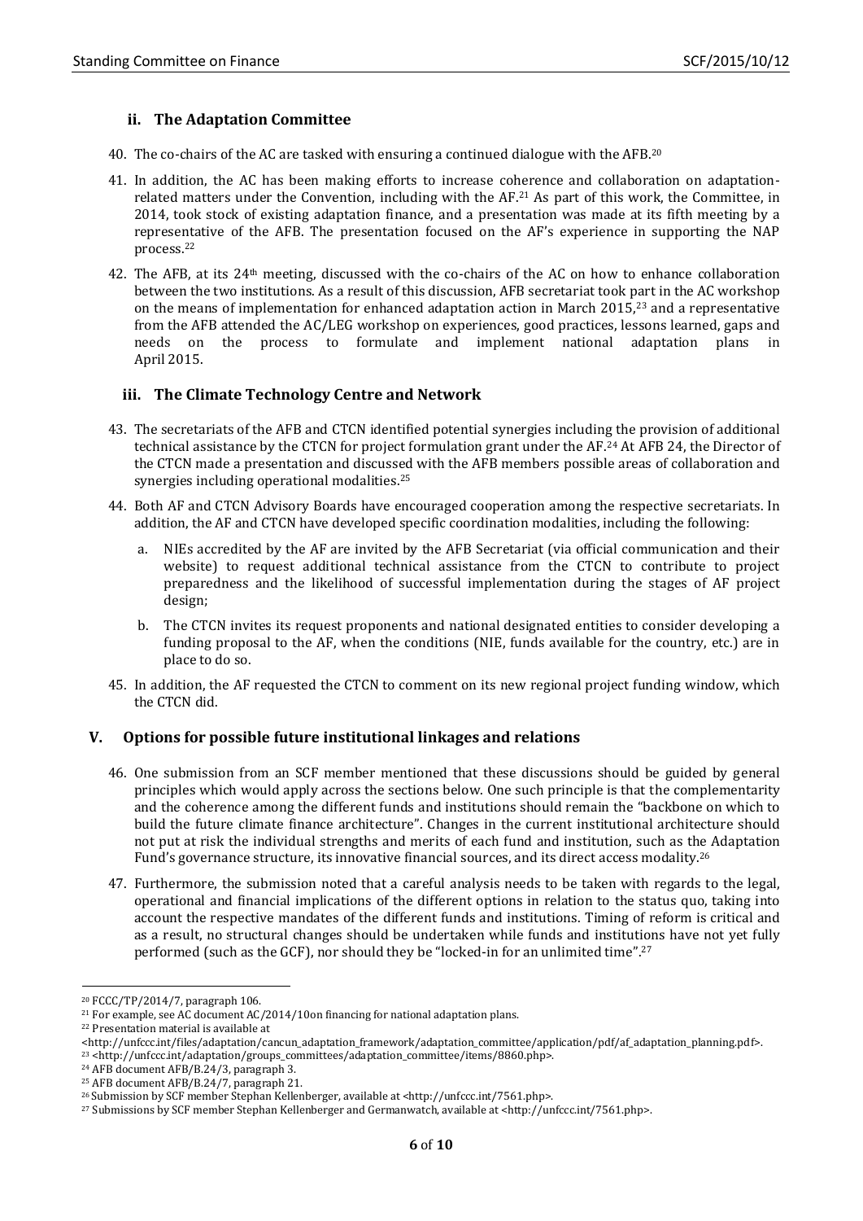### ii. The Adaptation Committee

40. The co-chairs of the AC are tasked with ensuring a continued dialogue with the AFB.[20]

41. In addition, the AC has been making efforts to increase coherence and collaboration on adaptation-related matters under the Convention, including with the AF.[21] As part of this work, the Committee, in 2014, took stock of existing adaptation finance, and a presentation was made at its fifth meeting by a representative of the AFB. The presentation focused on the AF's experience in supporting the NAP process.[22]

42. The AFB, at its 24th meeting, discussed with the co-chairs of the AC on how to enhance collaboration between the two institutions. As a result of this discussion, AFB secretariat took part in the AC workshop on the means of implementation for enhanced adaptation action in March 2015,[23] and a representative from the AFB attended the AC/LEG workshop on experiences, good practices, lessons learned, gaps and needs on the process to formulate and implement national adaptation plans in April 2015.

### iii. The Climate Technology Centre and Network

43. The secretariats of the AFB and CTCN identified potential synergies including the provision of additional technical assistance by the CTCN for project formulation grant under the AF.[24] At AFB 24, the Director of the CTCN made a presentation and discussed with the AFB members possible areas of collaboration and synergies including operational modalities.[25]

44. Both AF and CTCN Advisory Boards have encouraged cooperation among the respective secretariats. In addition, the AF and CTCN have developed specific coordination modalities, including the following:

    a. NIEs accredited by the AF are invited by the AFB Secretariat (via official communication and their website) to request additional technical assistance from the CTCN to contribute to project preparedness and the likelihood of successful implementation during the stages of AF project design;

    b. The CTCN invites its request proponents and national designated entities to consider developing a funding proposal to the AF, when the conditions (NIE, funds available for the country, etc.) are in place to do so.

45. In addition, the AF requested the CTCN to comment on its new regional project funding window, which the CTCN did.

## V. Options for possible future institutional linkages and relations

46. One submission from an SCF member mentioned that these discussions should be guided by general principles which would apply across the sections below. One such principle is that the complementarity and the coherence among the different funds and institutions should remain the "backbone on which to build the future climate finance architecture". Changes in the current institutional architecture should not put at risk the individual strengths and merits of each fund and institution, such as the Adaptation Fund's governance structure, its innovative financial sources, and its direct access modality.[26]

47. Furthermore, the submission noted that a careful analysis needs to be taken with regards to the legal, operational and financial implications of the different options in relation to the status quo, taking into account the respective mandates of the different funds and institutions. Timing of reform is critical and as a result, no structural changes should be undertaken while funds and institutions have not yet fully performed (such as the GCF), nor should they be "locked-in for an unlimited time".[27]

---

[20] FCCC/TP/2014/7, paragraph 106.

[21] For example, see AC document AC/2014/10on financing for national adaptation plans.

[22] Presentation material is available at <http://unfccc.int/files/adaptation/cancun_adaptation_framework/adaptation_committee/application/pdf/af_adaptation_planning.pdf>.

[23] <http://unfccc.int/adaptation/groups_committees/adaptation_committee/items/8860.php>.

[24] AFB document AFB/B.24/3, paragraph 3.

[25] AFB document AFB/B.24/7, paragraph 21.

[26] Submission by SCF member Stephan Kellenberger, available at <http://unfccc.int/7561.php>.

[27] Submissions by SCF member Stephan Kellenberger and Germanwatch, available at <http://unfccc.int/7561.php>.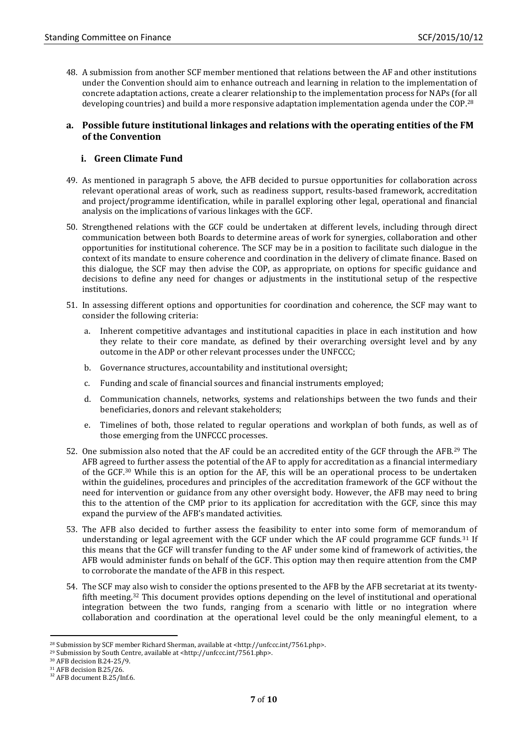48. A submission from another SCF member mentioned that relations between the AF and other institutions under the Convention should aim to enhance outreach and learning in relation to the implementation of concrete adaptation actions, create a clearer relationship to the implementation process for NAPs (for all developing countries) and build a more responsive adaptation implementation agenda under the COP.[28]

### a. Possible future institutional linkages and relations with the operating entities of the FM of the Convention

#### i. Green Climate Fund

49. As mentioned in paragraph 5 above, the AFB decided to pursue opportunities for collaboration across relevant operational areas of work, such as readiness support, results-based framework, accreditation and project/programme identification, while in parallel exploring other legal, operational and financial analysis on the implications of various linkages with the GCF.

50. Strengthened relations with the GCF could be undertaken at different levels, including through direct communication between both Boards to determine areas of work for synergies, collaboration and other opportunities for institutional coherence. The SCF may be in a position to facilitate such dialogue in the context of its mandate to ensure coherence and coordination in the delivery of climate finance. Based on this dialogue, the SCF may then advise the COP, as appropriate, on options for specific guidance and decisions to define any need for changes or adjustments in the institutional setup of the respective institutions.

51. In assessing different options and opportunities for coordination and coherence, the SCF may want to consider the following criteria:

    a. Inherent competitive advantages and institutional capacities in place in each institution and how they relate to their core mandate, as defined by their overarching oversight level and by any outcome in the ADP or other relevant processes under the UNFCCC;

    b. Governance structures, accountability and institutional oversight;

    c. Funding and scale of financial sources and financial instruments employed;

    d. Communication channels, networks, systems and relationships between the two funds and their beneficiaries, donors and relevant stakeholders;

    e. Timelines of both, those related to regular operations and workplan of both funds, as well as of those emerging from the UNFCCC processes.

52. One submission also noted that the AF could be an accredited entity of the GCF through the AFB.[29] The AFB agreed to further assess the potential of the AF to apply for accreditation as a financial intermediary of the GCF.[30] While this is an option for the AF, this will be an operational process to be undertaken within the guidelines, procedures and principles of the accreditation framework of the GCF without the need for intervention or guidance from any other oversight body. However, the AFB may need to bring this to the attention of the CMP prior to its application for accreditation with the GCF, since this may expand the purview of the AFB's mandated activities.

53. The AFB also decided to further assess the feasibility to enter into some form of memorandum of understanding or legal agreement with the GCF under which the AF could programme GCF funds.[31] If this means that the GCF will transfer funding to the AF under some kind of framework of activities, the AFB would administer funds on behalf of the GCF. This option may then require attention from the CMP to corroborate the mandate of the AFB in this respect.

54. The SCF may also wish to consider the options presented to the AFB by the AFB secretariat at its twenty-fifth meeting.[32] This document provides options depending on the level of institutional and operational integration between the two funds, ranging from a scenario with little or no integration where collaboration and coordination at the operational level could be the only meaningful element, to a

---

[28] Submission by SCF member Richard Sherman, available at <http://unfccc.int/7561.php>.
[29] Submission by South Centre, available at <http://unfccc.int/7561.php>.
[30] AFB decision B.24-25/9.
[31] AFB decision B.25/26.
[32] AFB document B.25/Inf.6.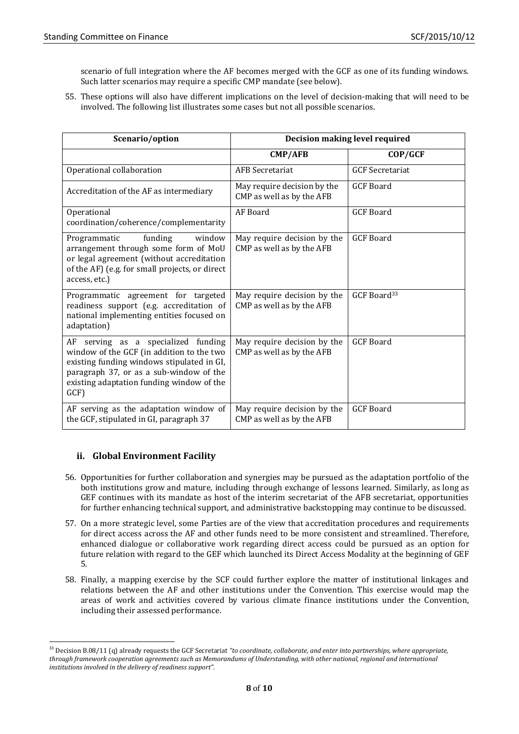scenario of full integration where the AF becomes merged with the GCF as one of its funding windows. Such latter scenarios may require a specific CMP mandate (see below).

55. These options will also have different implications on the level of decision-making that will need to be involved. The following list illustrates some cases but not all possible scenarios.

| Scenario/option | Decision making level required | |
|---|---|---|
| | **CMP/AFB** | **COP/GCF** |
| Operational collaboration | AFB Secretariat | GCF Secretariat |
| Accreditation of the AF as intermediary | May require decision by the CMP as well as by the AFB | GCF Board |
| Operational coordination/coherence/complementarity | AF Board | GCF Board |
| Programmatic funding window arrangement through some form of MoU or legal agreement (without accreditation of the AF) (e.g. for small projects, or direct access, etc.) | May require decision by the CMP as well as by the AFB | GCF Board |
| Programmatic agreement for targeted readiness support (e.g. accreditation of national implementing entities focused on adaptation) | May require decision by the CMP as well as by the AFB | GCF Board[33] |
| AF serving as a specialized funding window of the GCF (in addition to the two existing funding windows stipulated in GI, paragraph 37, or as a sub-window of the existing adaptation funding window of the GCF) | May require decision by the CMP as well as by the AFB | GCF Board |
| AF serving as the adaptation window of the GCF, stipulated in GI, paragraph 37 | May require decision by the CMP as well as by the AFB | GCF Board |

### ii. Global Environment Facility

56. Opportunities for further collaboration and synergies may be pursued as the adaptation portfolio of the both institutions grow and mature, including through exchange of lessons learned. Similarly, as long as GEF continues with its mandate as host of the interim secretariat of the AFB secretariat, opportunities for further enhancing technical support, and administrative backstopping may continue to be discussed.

57. On a more strategic level, some Parties are of the view that accreditation procedures and requirements for direct access across the AF and other funds need to be more consistent and streamlined. Therefore, enhanced dialogue or collaborative work regarding direct access could be pursued as an option for future relation with regard to the GEF which launched its Direct Access Modality at the beginning of GEF 5.

58. Finally, a mapping exercise by the SCF could further explore the matter of institutional linkages and relations between the AF and other institutions under the Convention. This exercise would map the areas of work and activities covered by various climate finance institutions under the Convention, including their assessed performance.

[33] Decision B.08/11 (q) already requests the GCF Secretariat *"to coordinate, collaborate, and enter into partnerships, where appropriate, through framework cooperation agreements such as Memorandums of Understanding, with other national, regional and international institutions involved in the delivery of readiness support"*.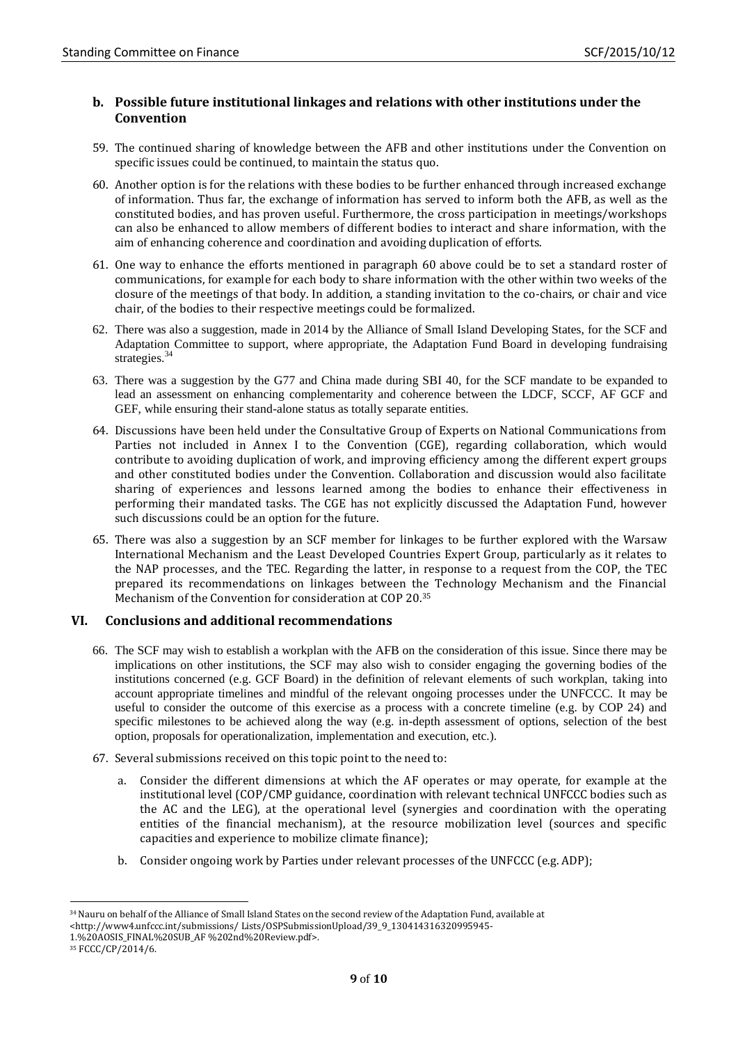### b. Possible future institutional linkages and relations with other institutions under the Convention

59. The continued sharing of knowledge between the AFB and other institutions under the Convention on specific issues could be continued, to maintain the status quo.

60. Another option is for the relations with these bodies to be further enhanced through increased exchange of information. Thus far, the exchange of information has served to inform both the AFB, as well as the constituted bodies, and has proven useful. Furthermore, the cross participation in meetings/workshops can also be enhanced to allow members of different bodies to interact and share information, with the aim of enhancing coherence and coordination and avoiding duplication of efforts.

61. One way to enhance the efforts mentioned in paragraph 60 above could be to set a standard roster of communications, for example for each body to share information with the other within two weeks of the closure of the meetings of that body. In addition, a standing invitation to the co-chairs, or chair and vice chair, of the bodies to their respective meetings could be formalized.

62. There was also a suggestion, made in 2014 by the Alliance of Small Island Developing States, for the SCF and Adaptation Committee to support, where appropriate, the Adaptation Fund Board in developing fundraising strategies.[34]

63. There was a suggestion by the G77 and China made during SBI 40, for the SCF mandate to be expanded to lead an assessment on enhancing complementarity and coherence between the LDCF, SCCF, AF GCF and GEF, while ensuring their stand-alone status as totally separate entities.

64. Discussions have been held under the Consultative Group of Experts on National Communications from Parties not included in Annex I to the Convention (CGE), regarding collaboration, which would contribute to avoiding duplication of work, and improving efficiency among the different expert groups and other constituted bodies under the Convention. Collaboration and discussion would also facilitate sharing of experiences and lessons learned among the bodies to enhance their effectiveness in performing their mandated tasks. The CGE has not explicitly discussed the Adaptation Fund, however such discussions could be an option for the future.

65. There was also a suggestion by an SCF member for linkages to be further explored with the Warsaw International Mechanism and the Least Developed Countries Expert Group, particularly as it relates to the NAP processes, and the TEC. Regarding the latter, in response to a request from the COP, the TEC prepared its recommendations on linkages between the Technology Mechanism and the Financial Mechanism of the Convention for consideration at COP 20.[35]

## VI. Conclusions and additional recommendations

66. The SCF may wish to establish a workplan with the AFB on the consideration of this issue. Since there may be implications on other institutions, the SCF may also wish to consider engaging the governing bodies of the institutions concerned (e.g. GCF Board) in the definition of relevant elements of such workplan, taking into account appropriate timelines and mindful of the relevant ongoing processes under the UNFCCC. It may be useful to consider the outcome of this exercise as a process with a concrete timeline (e.g. by COP 24) and specific milestones to be achieved along the way (e.g. in-depth assessment of options, selection of the best option, proposals for operationalization, implementation and execution, etc.).

67. Several submissions received on this topic point to the need to:

    a. Consider the different dimensions at which the AF operates or may operate, for example at the institutional level (COP/CMP guidance, coordination with relevant technical UNFCCC bodies such as the AC and the LEG), at the operational level (synergies and coordination with the operating entities of the financial mechanism), at the resource mobilization level (sources and specific capacities and experience to mobilize climate finance);

    b. Consider ongoing work by Parties under relevant processes of the UNFCCC (e.g. ADP);

---

[34] Nauru on behalf of the Alliance of Small Island States on the second review of the Adaptation Fund, available at <http://www4.unfccc.int/submissions/ Lists/OSPSubmissionUpload/39_9_130414316320995945-1.%20AOSIS_FINAL%20SUB_AF %202nd%20Review.pdf>.

[35] FCCC/CP/2014/6.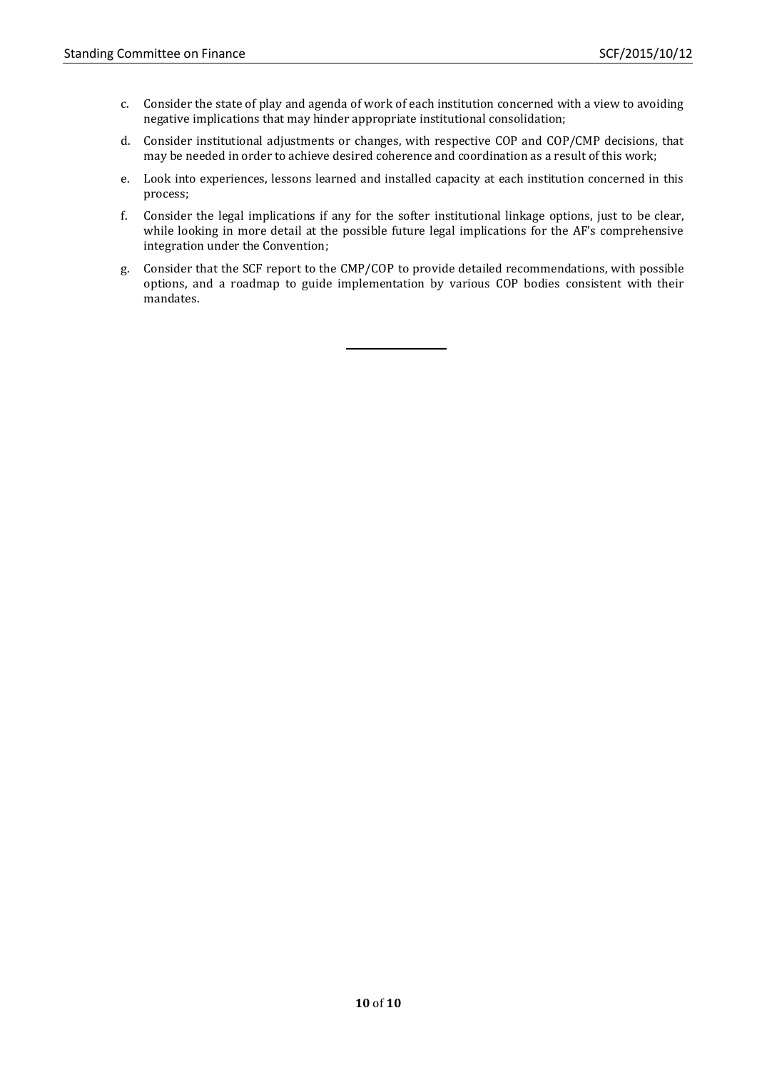c. Consider the state of play and agenda of work of each institution concerned with a view to avoiding negative implications that may hinder appropriate institutional consolidation;

d. Consider institutional adjustments or changes, with respective COP and COP/CMP decisions, that may be needed in order to achieve desired coherence and coordination as a result of this work;

e. Look into experiences, lessons learned and installed capacity at each institution concerned in this process;

f. Consider the legal implications if any for the softer institutional linkage options, just to be clear, while looking in more detail at the possible future legal implications for the AF's comprehensive integration under the Convention;

g. Consider that the SCF report to the CMP/COP to provide detailed recommendations, with possible options, and a roadmap to guide implementation by various COP bodies consistent with their mandates.